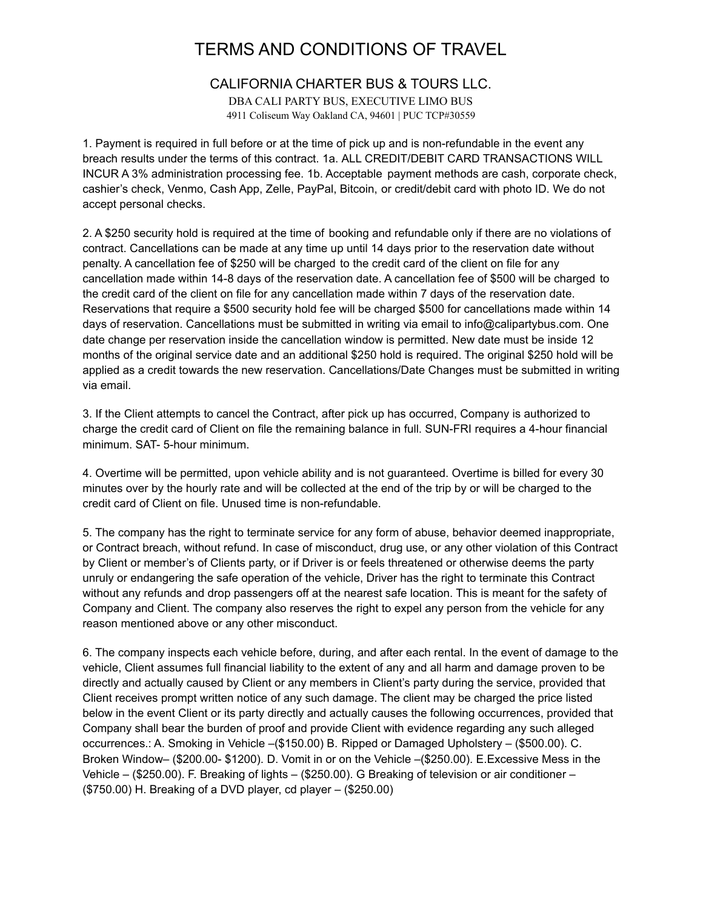# TERMS AND CONDITIONS OF TRAVEL

## CALIFORNIA CHARTER BUS & TOURS LLC.

DBA CALI PARTY BUS, EXECUTIVE LIMO BUS
4911 Coliseum Way Oakland CA, 94601 | PUC TCP#30559

1. Payment is required in full before or at the time of pick up and is non-refundable in the event any breach results under the terms of this contract. 1a. ALL CREDIT/DEBIT CARD TRANSACTIONS WILL INCUR A 3% administration processing fee. 1b. Acceptable payment methods are cash, corporate check, cashier's check, Venmo, Cash App, Zelle, PayPal, Bitcoin, or credit/debit card with photo ID. We do not accept personal checks.

2. A $250 security hold is required at the time of booking and refundable only if there are no violations of contract. Cancellations can be made at any time up until 14 days prior to the reservation date without penalty. A cancellation fee of $250 will be charged to the credit card of the client on file for any cancellation made within 14-8 days of the reservation date. A cancellation fee of $500 will be charged to the credit card of the client on file for any cancellation made within 7 days of the reservation date. Reservations that require a $500 security hold fee will be charged $500 for cancellations made within 14 days of reservation. Cancellations must be submitted in writing via email to info@calipartybus.com. One date change per reservation inside the cancellation window is permitted. New date must be inside 12 months of the original service date and an additional $250 hold is required. The original $250 hold will be applied as a credit towards the new reservation. Cancellations/Date Changes must be submitted in writing via email.

3. If the Client attempts to cancel the Contract, after pick up has occurred, Company is authorized to charge the credit card of Client on file the remaining balance in full. SUN-FRI requires a 4-hour financial minimum. SAT- 5-hour minimum.

4. Overtime will be permitted, upon vehicle ability and is not guaranteed. Overtime is billed for every 30 minutes over by the hourly rate and will be collected at the end of the trip by or will be charged to the credit card of Client on file. Unused time is non-refundable.

5. The company has the right to terminate service for any form of abuse, behavior deemed inappropriate, or Contract breach, without refund. In case of misconduct, drug use, or any other violation of this Contract by Client or member's of Clients party, or if Driver is or feels threatened or otherwise deems the party unruly or endangering the safe operation of the vehicle, Driver has the right to terminate this Contract without any refunds and drop passengers off at the nearest safe location. This is meant for the safety of Company and Client. The company also reserves the right to expel any person from the vehicle for any reason mentioned above or any other misconduct.

6. The company inspects each vehicle before, during, and after each rental. In the event of damage to the vehicle, Client assumes full financial liability to the extent of any and all harm and damage proven to be directly and actually caused by Client or any members in Client's party during the service, provided that Client receives prompt written notice of any such damage. The client may be charged the price listed below in the event Client or its party directly and actually causes the following occurrences, provided that Company shall bear the burden of proof and provide Client with evidence regarding any such alleged occurrences.: A. Smoking in Vehicle –($150.00) B. Ripped or Damaged Upholstery – ($500.00). C. Broken Window– ($200.00- $1200). D. Vomit in or on the Vehicle –($250.00). E.Excessive Mess in the Vehicle – ($250.00). F. Breaking of lights – ($250.00). G Breaking of television or air conditioner – ($750.00) H. Breaking of a DVD player, cd player – ($250.00)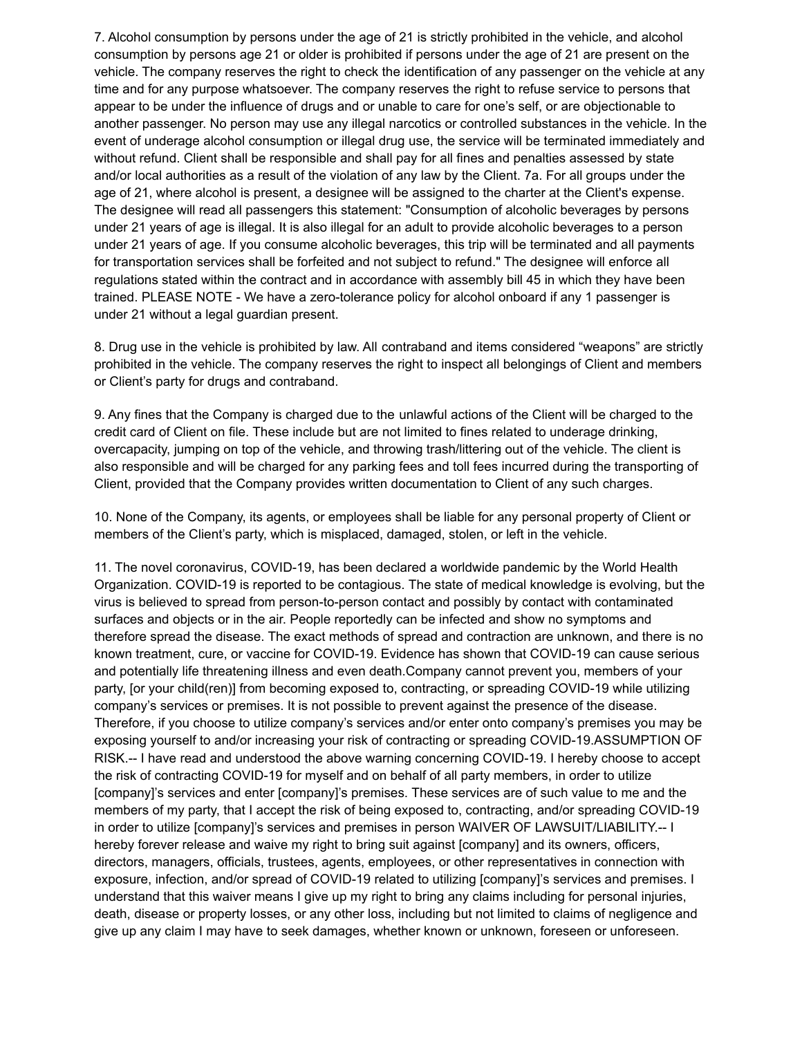7. Alcohol consumption by persons under the age of 21 is strictly prohibited in the vehicle, and alcohol consumption by persons age 21 or older is prohibited if persons under the age of 21 are present on the vehicle. The company reserves the right to check the identification of any passenger on the vehicle at any time and for any purpose whatsoever. The company reserves the right to refuse service to persons that appear to be under the influence of drugs and or unable to care for one's self, or are objectionable to another passenger. No person may use any illegal narcotics or controlled substances in the vehicle. In the event of underage alcohol consumption or illegal drug use, the service will be terminated immediately and without refund. Client shall be responsible and shall pay for all fines and penalties assessed by state and/or local authorities as a result of the violation of any law by the Client. 7a. For all groups under the age of 21, where alcohol is present, a designee will be assigned to the charter at the Client's expense. The designee will read all passengers this statement: "Consumption of alcoholic beverages by persons under 21 years of age is illegal. It is also illegal for an adult to provide alcoholic beverages to a person under 21 years of age. If you consume alcoholic beverages, this trip will be terminated and all payments for transportation services shall be forfeited and not subject to refund." The designee will enforce all regulations stated within the contract and in accordance with assembly bill 45 in which they have been trained. PLEASE NOTE - We have a zero-tolerance policy for alcohol onboard if any 1 passenger is under 21 without a legal guardian present.

8. Drug use in the vehicle is prohibited by law. All contraband and items considered "weapons" are strictly prohibited in the vehicle. The company reserves the right to inspect all belongings of Client and members or Client's party for drugs and contraband.

9. Any fines that the Company is charged due to the unlawful actions of the Client will be charged to the credit card of Client on file. These include but are not limited to fines related to underage drinking, overcapacity, jumping on top of the vehicle, and throwing trash/littering out of the vehicle. The client is also responsible and will be charged for any parking fees and toll fees incurred during the transporting of Client, provided that the Company provides written documentation to Client of any such charges.

10. None of the Company, its agents, or employees shall be liable for any personal property of Client or members of the Client's party, which is misplaced, damaged, stolen, or left in the vehicle.

11. The novel coronavirus, COVID-19, has been declared a worldwide pandemic by the World Health Organization. COVID-19 is reported to be contagious. The state of medical knowledge is evolving, but the virus is believed to spread from person-to-person contact and possibly by contact with contaminated surfaces and objects or in the air. People reportedly can be infected and show no symptoms and therefore spread the disease. The exact methods of spread and contraction are unknown, and there is no known treatment, cure, or vaccine for COVID-19. Evidence has shown that COVID-19 can cause serious and potentially life threatening illness and even death.Company cannot prevent you, members of your party, [or your child(ren)] from becoming exposed to, contracting, or spreading COVID-19 while utilizing company's services or premises. It is not possible to prevent against the presence of the disease. Therefore, if you choose to utilize company's services and/or enter onto company's premises you may be exposing yourself to and/or increasing your risk of contracting or spreading COVID-19.ASSUMPTION OF RISK.-- I have read and understood the above warning concerning COVID-19. I hereby choose to accept the risk of contracting COVID-19 for myself and on behalf of all party members, in order to utilize [company]'s services and enter [company]'s premises. These services are of such value to me and the members of my party, that I accept the risk of being exposed to, contracting, and/or spreading COVID-19 in order to utilize [company]'s services and premises in person WAIVER OF LAWSUIT/LIABILITY.-- I hereby forever release and waive my right to bring suit against [company] and its owners, officers, directors, managers, officials, trustees, agents, employees, or other representatives in connection with exposure, infection, and/or spread of COVID-19 related to utilizing [company]'s services and premises. I understand that this waiver means I give up my right to bring any claims including for personal injuries, death, disease or property losses, or any other loss, including but not limited to claims of negligence and give up any claim I may have to seek damages, whether known or unknown, foreseen or unforeseen.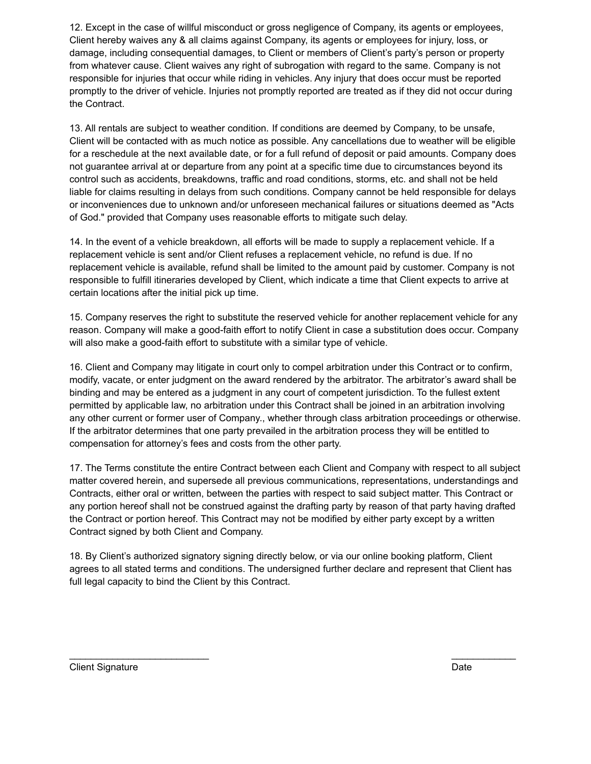12. Except in the case of willful misconduct or gross negligence of Company, its agents or employees, Client hereby waives any & all claims against Company, its agents or employees for injury, loss, or damage, including consequential damages, to Client or members of Client's party's person or property from whatever cause. Client waives any right of subrogation with regard to the same. Company is not responsible for injuries that occur while riding in vehicles. Any injury that does occur must be reported promptly to the driver of vehicle. Injuries not promptly reported are treated as if they did not occur during the Contract.

13. All rentals are subject to weather condition. If conditions are deemed by Company, to be unsafe, Client will be contacted with as much notice as possible. Any cancellations due to weather will be eligible for a reschedule at the next available date, or for a full refund of deposit or paid amounts. Company does not guarantee arrival at or departure from any point at a specific time due to circumstances beyond its control such as accidents, breakdowns, traffic and road conditions, storms, etc. and shall not be held liable for claims resulting in delays from such conditions. Company cannot be held responsible for delays or inconveniences due to unknown and/or unforeseen mechanical failures or situations deemed as "Acts of God." provided that Company uses reasonable efforts to mitigate such delay.

14. In the event of a vehicle breakdown, all efforts will be made to supply a replacement vehicle. If a replacement vehicle is sent and/or Client refuses a replacement vehicle, no refund is due. If no replacement vehicle is available, refund shall be limited to the amount paid by customer. Company is not responsible to fulfill itineraries developed by Client, which indicate a time that Client expects to arrive at certain locations after the initial pick up time.

15. Company reserves the right to substitute the reserved vehicle for another replacement vehicle for any reason. Company will make a good-faith effort to notify Client in case a substitution does occur. Company will also make a good-faith effort to substitute with a similar type of vehicle.

16. Client and Company may litigate in court only to compel arbitration under this Contract or to confirm, modify, vacate, or enter judgment on the award rendered by the arbitrator. The arbitrator's award shall be binding and may be entered as a judgment in any court of competent jurisdiction. To the fullest extent permitted by applicable law, no arbitration under this Contract shall be joined in an arbitration involving any other current or former user of Company., whether through class arbitration proceedings or otherwise. If the arbitrator determines that one party prevailed in the arbitration process they will be entitled to compensation for attorney's fees and costs from the other party.

17. The Terms constitute the entire Contract between each Client and Company with respect to all subject matter covered herein, and supersede all previous communications, representations, understandings and Contracts, either oral or written, between the parties with respect to said subject matter. This Contract or any portion hereof shall not be construed against the drafting party by reason of that party having drafted the Contract or portion hereof. This Contract may not be modified by either party except by a written Contract signed by both Client and Company.

18. By Client's authorized signatory signing directly below, or via our online booking platform, Client agrees to all stated terms and conditions. The undersigned further declare and represent that Client has full legal capacity to bind the Client by this Contract.

___________________________ ____________

Client Signature Date